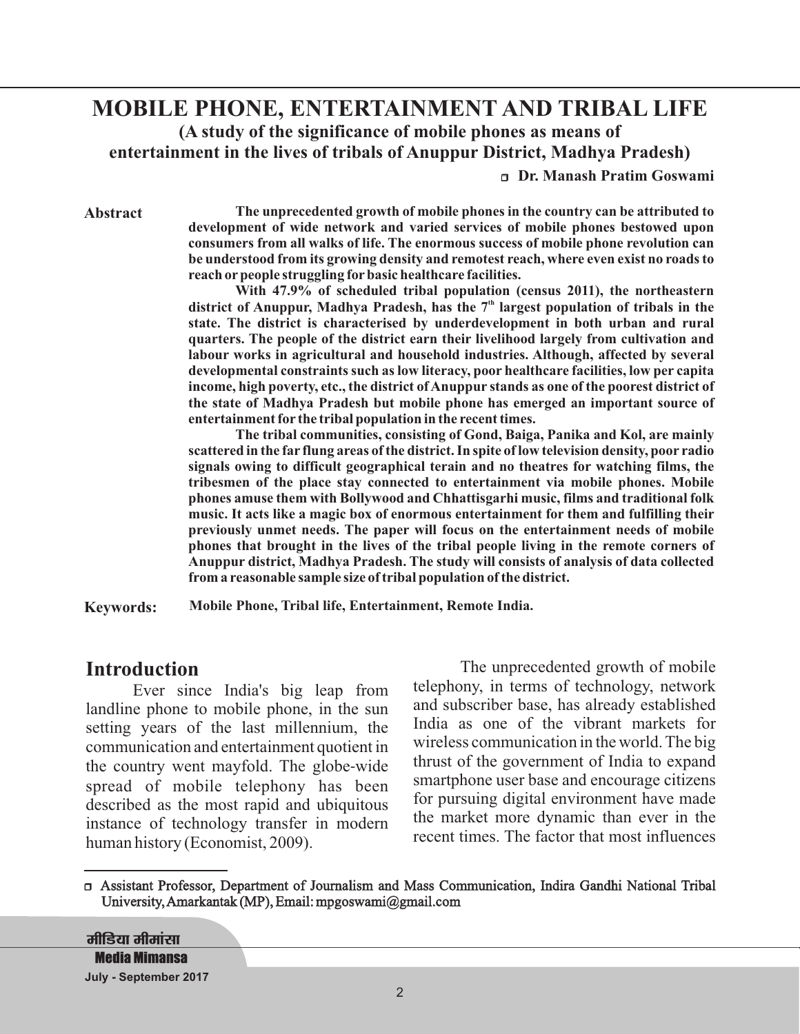# MOBILE PHONE, ENTERTAINMENT AND TRIBAL LIFE

**(A study of the significance of mobile phones as means of entertainment in the lives of tribals of Anuppur District, Madhya Pradesh)**

**Dr. Manash Pratim Goswami**

**Abstract**

**The unprecedented growth of mobile phones in the country can be attributed to development of wide network and varied services of mobile phones bestowed upon consumers from all walks of life. The enormous success of mobile phone revolution can be understood from its growing density and remotest reach, where even exist no roads to reach or people struggling for basic healthcare facilities.**

**With 47.9% of scheduled tribal population (census 2011), the northeastern district of Anuppur, Madhya Pradesh, has the 7th largest population of tribals in the state. The district is characterised by underdevelopment in both urban and rural quarters. The people of the district earn their livelihood largely from cultivation and labour works in agricultural and household industries. Although, affected by several developmental constraints such as low literacy, poor healthcare facilities, low per capita income, high poverty, etc., the district of Anuppur stands as one of the poorest district of the state of Madhya Pradesh but mobile phone has emerged an important source of entertainment for the tribal population in the recent times.**

**The tribal communities, consisting of Gond, Baiga, Panika and Kol, are mainly scattered in the far flung areas of the district. In spite of low television density, poor radio signals owing to difficult geographical terain and no theatres for watching films, the tribesmen of the place stay connected to entertainment via mobile phones. Mobile phones amuse them with Bollywood and Chhattisgarhi music, films and traditional folk music. It acts like a magic box of enormous entertainment for them and fulfilling their previously unmet needs. The paper will focus on the entertainment needs of mobile phones that brought in the lives of the tribal people living in the remote corners of Anuppur district, Madhya Pradesh. The study will consists of analysis of data collected from a reasonable sample size of tribal population of the district.**

**Keywords:** **Mobile Phone, Tribal life, Entertainment, Remote India.**

## Introduction

Ever since India's big leap from landline phone to mobile phone, in the sun setting years of the last millennium, the communication and entertainment quotient in the country went mayfold. The globe-wide spread of mobile telephony has been described as the most rapid and ubiquitous instance of technology transfer in modern human history (Economist, 2009).

The unprecedented growth of mobile telephony, in terms of technology, network and subscriber base, has already established India as one of the vibrant markets for wireless communication in the world. The big thrust of the government of India to expand smartphone user base and encourage citizens for pursuing digital environment have made the market more dynamic than ever in the recent times. The factor that most influences

---

Assistant Professor, Department of Journalism and Mass Communication, Indira Gandhi National Tribal University, Amarkantak (MP), Email: mpgoswami@gmail.com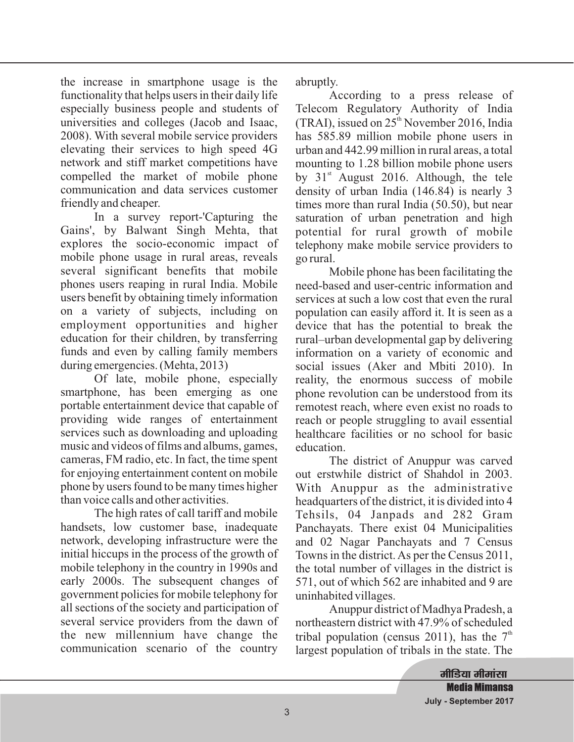the increase in smartphone usage is the functionality that helps users in their daily life especially business people and students of universities and colleges (Jacob and Isaac, 2008). With several mobile service providers elevating their services to high speed 4G network and stiff market competitions have compelled the market of mobile phone communication and data services customer friendly and cheaper.

In a survey report-'Capturing the Gains', by Balwant Singh Mehta, that explores the socio-economic impact of mobile phone usage in rural areas, reveals several significant benefits that mobile phones users reaping in rural India. Mobile users benefit by obtaining timely information on a variety of subjects, including on employment opportunities and higher education for their children, by transferring funds and even by calling family members during emergencies. (Mehta, 2013)

Of late, mobile phone, especially smartphone, has been emerging as one portable entertainment device that capable of providing wide ranges of entertainment services such as downloading and uploading music and videos of films and albums, games, cameras, FM radio, etc. In fact, the time spent for enjoying entertainment content on mobile phone by users found to be many times higher than voice calls and other activities.

The high rates of call tariff and mobile handsets, low customer base, inadequate network, developing infrastructure were the initial hiccups in the process of the growth of mobile telephony in the country in 1990s and early 2000s. The subsequent changes of government policies for mobile telephony for all sections of the society and participation of several service providers from the dawn of the new millennium have change the communication scenario of the country abruptly.

According to a press release of Telecom Regulatory Authority of India (TRAI), issued on 25th November 2016, India has 585.89 million mobile phone users in urban and 442.99 million in rural areas, a total mounting to 1.28 billion mobile phone users by 31st August 2016. Although, the tele density of urban India (146.84) is nearly 3 times more than rural India (50.50), but near saturation of urban penetration and high potential for rural growth of mobile telephony make mobile service providers to go rural.

Mobile phone has been facilitating the need-based and user-centric information and services at such a low cost that even the rural population can easily afford it. It is seen as a device that has the potential to break the rural–urban developmental gap by delivering information on a variety of economic and social issues (Aker and Mbiti 2010). In reality, the enormous success of mobile phone revolution can be understood from its remotest reach, where even exist no roads to reach or people struggling to avail essential healthcare facilities or no school for basic education.

The district of Anuppur was carved out erstwhile district of Shahdol in 2003. With Anuppur as the administrative headquarters of the district, it is divided into 4 Tehsils, 04 Janpads and 282 Gram Panchayats. There exist 04 Municipalities and 02 Nagar Panchayats and 7 Census Towns in the district. As per the Census 2011, the total number of villages in the district is 571, out of which 562 are inhabited and 9 are uninhabited villages.

Anuppur district of Madhya Pradesh, a northeastern district with 47.9% of scheduled tribal population (census 2011), has the 7th largest population of tribals in the state. The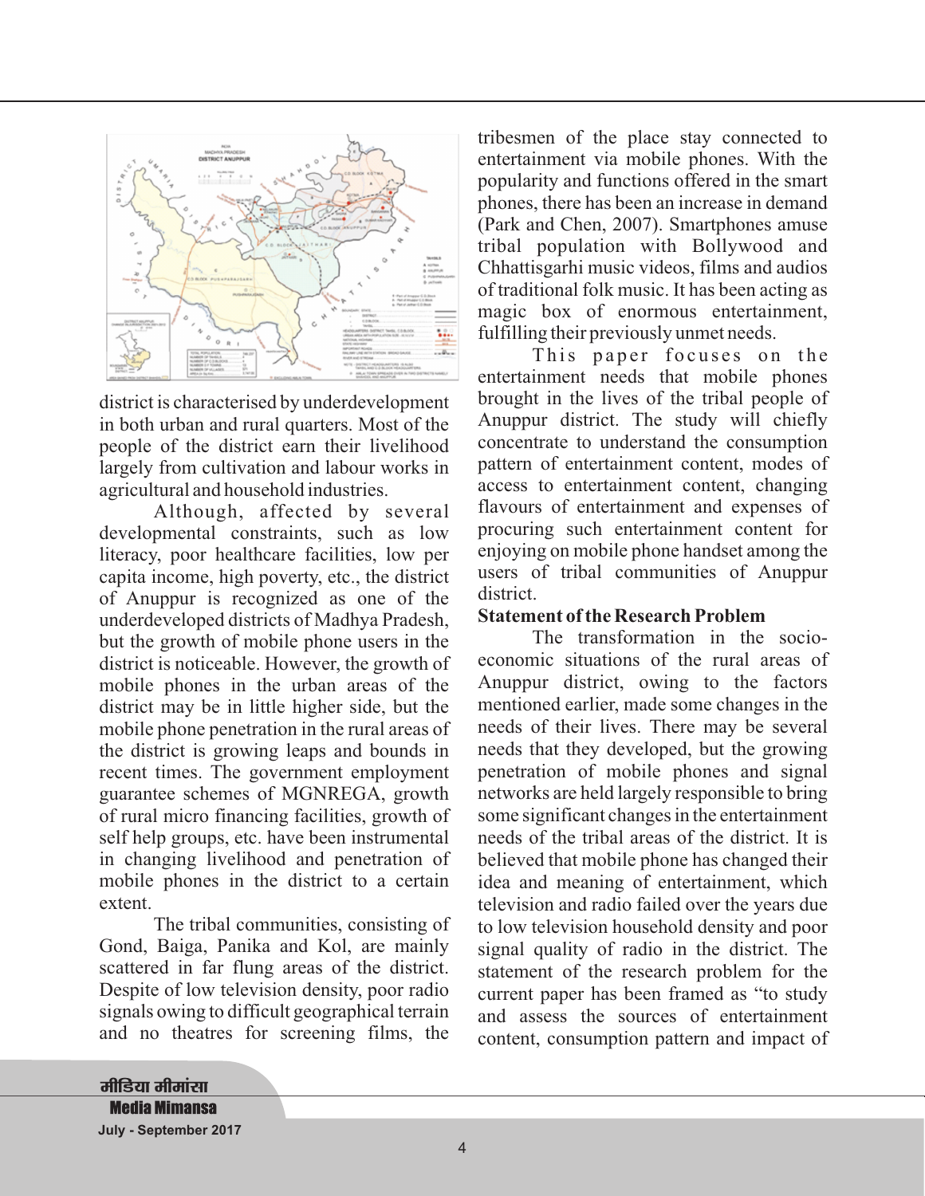district is characterised by underdevelopment in both urban and rural quarters. Most of the people of the district earn their livelihood largely from cultivation and labour works in agricultural and household industries.

Although, affected by several developmental constraints, such as low literacy, poor healthcare facilities, low per capita income, high poverty, etc., the district of Anuppur is recognized as one of the underdeveloped districts of Madhya Pradesh, but the growth of mobile phone users in the district is noticeable. However, the growth of mobile phones in the urban areas of the district may be in little higher side, but the mobile phone penetration in the rural areas of the district is growing leaps and bounds in recent times. The government employment guarantee schemes of MGNREGA, growth of rural micro financing facilities, growth of self help groups, etc. have been instrumental in changing livelihood and penetration of mobile phones in the district to a certain extent.

The tribal communities, consisting of Gond, Baiga, Panika and Kol, are mainly scattered in far flung areas of the district. Despite of low television density, poor radio signals owing to difficult geographical terrain and no theatres for screening films, the tribesmen of the place stay connected to entertainment via mobile phones. With the popularity and functions offered in the smart phones, there has been an increase in demand (Park and Chen, 2007). Smartphones amuse tribal population with Bollywood and Chhattisgarhi music videos, films and audios of traditional folk music. It has been acting as magic box of enormous entertainment, fulfilling their previously unmet needs.

This paper focuses on the entertainment needs that mobile phones brought in the lives of the tribal people of Anuppur district. The study will chiefly concentrate to understand the consumption pattern of entertainment content, modes of access to entertainment content, changing flavours of entertainment and expenses of procuring such entertainment content for enjoying on mobile phone handset among the users of tribal communities of Anuppur district.

**Statement of the Research Problem**

The transformation in the socio-economic situations of the rural areas of Anuppur district, owing to the factors mentioned earlier, made some changes in the needs of their lives. There may be several needs that they developed, but the growing penetration of mobile phones and signal networks are held largely responsible to bring some significant changes in the entertainment needs of the tribal areas of the district. It is believed that mobile phone has changed their idea and meaning of entertainment, which television and radio failed over the years due to low television household density and poor signal quality of radio in the district. The statement of the research problem for the current paper has been framed as "to study and assess the sources of entertainment content, consumption pattern and impact of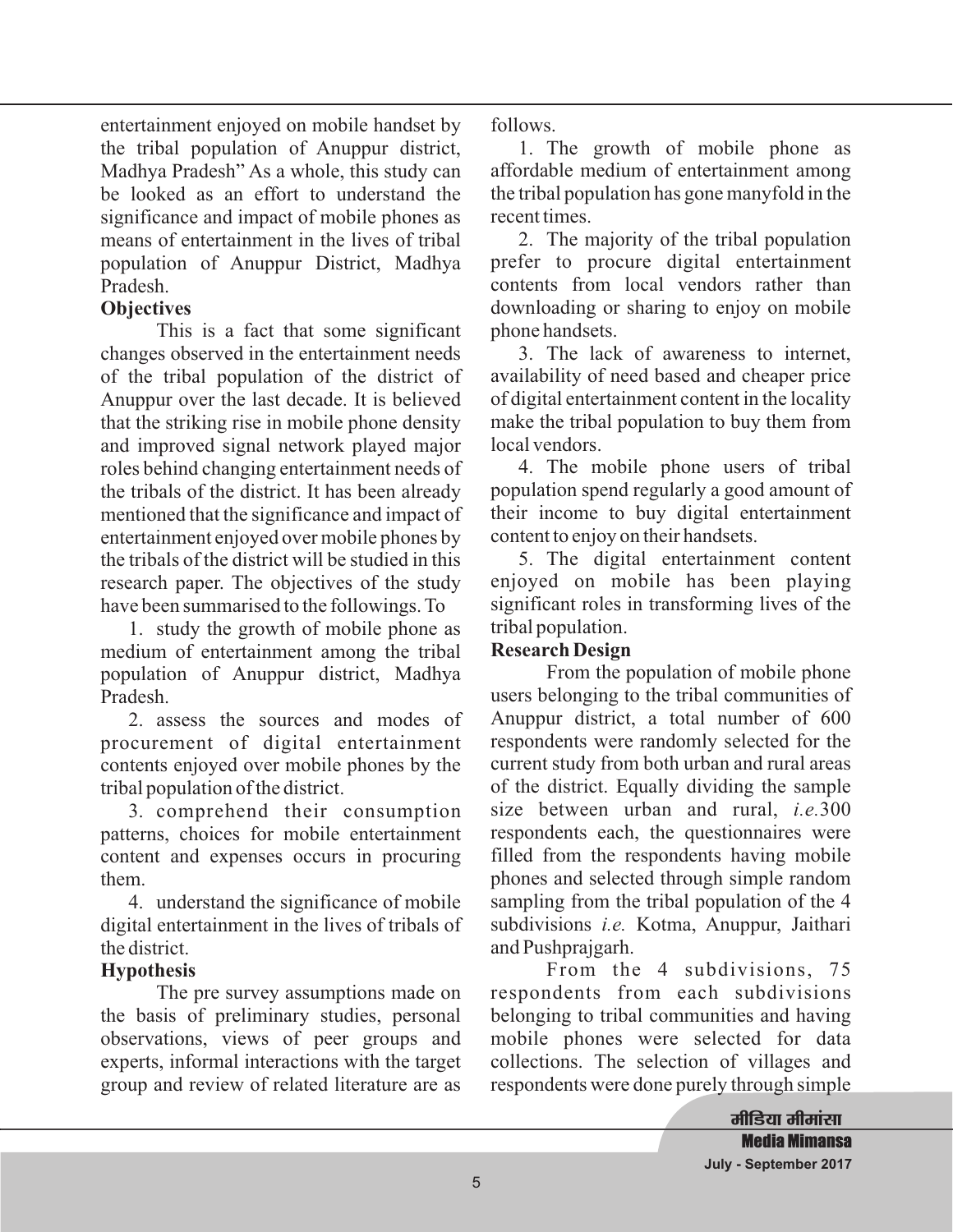entertainment enjoyed on mobile handset by the tribal population of Anuppur district, Madhya Pradesh" As a whole, this study can be looked as an effort to understand the significance and impact of mobile phones as means of entertainment in the lives of tribal population of Anuppur District, Madhya Pradesh.

**Objectives**

This is a fact that some significant changes observed in the entertainment needs of the tribal population of the district of Anuppur over the last decade. It is believed that the striking rise in mobile phone density and improved signal network played major roles behind changing entertainment needs of the tribals of the district. It has been already mentioned that the significance and impact of entertainment enjoyed over mobile phones by the tribals of the district will be studied in this research paper. The objectives of the study have been summarised to the followings. To

1. study the growth of mobile phone as medium of entertainment among the tribal population of Anuppur district, Madhya Pradesh.
2. assess the sources and modes of procurement of digital entertainment contents enjoyed over mobile phones by the tribal population of the district.
3. comprehend their consumption patterns, choices for mobile entertainment content and expenses occurs in procuring them.
4. understand the significance of mobile digital entertainment in the lives of tribals of the district.

**Hypothesis**

The pre survey assumptions made on the basis of preliminary studies, personal observations, views of peer groups and experts, informal interactions with the target group and review of related literature are as follows.

1. The growth of mobile phone as affordable medium of entertainment among the tribal population has gone manyfold in the recent times.
2. The majority of the tribal population prefer to procure digital entertainment contents from local vendors rather than downloading or sharing to enjoy on mobile phone handsets.
3. The lack of awareness to internet, availability of need based and cheaper price of digital entertainment content in the locality make the tribal population to buy them from local vendors.
4. The mobile phone users of tribal population spend regularly a good amount of their income to buy digital entertainment content to enjoy on their handsets.
5. The digital entertainment content enjoyed on mobile has been playing significant roles in transforming lives of the tribal population.

**Research Design**

From the population of mobile phone users belonging to the tribal communities of Anuppur district, a total number of 600 respondents were randomly selected for the current study from both urban and rural areas of the district. Equally dividing the sample size between urban and rural, *i.e.* 300 respondents each, the questionnaires were filled from the respondents having mobile phones and selected through simple random sampling from the tribal population of the 4 subdivisions *i.e.* Kotma, Anuppur, Jaithari and Pushprajgarh.

From the 4 subdivisions, 75 respondents from each subdivisions belonging to tribal communities and having mobile phones were selected for data collections. The selection of villages and respondents were done purely through simple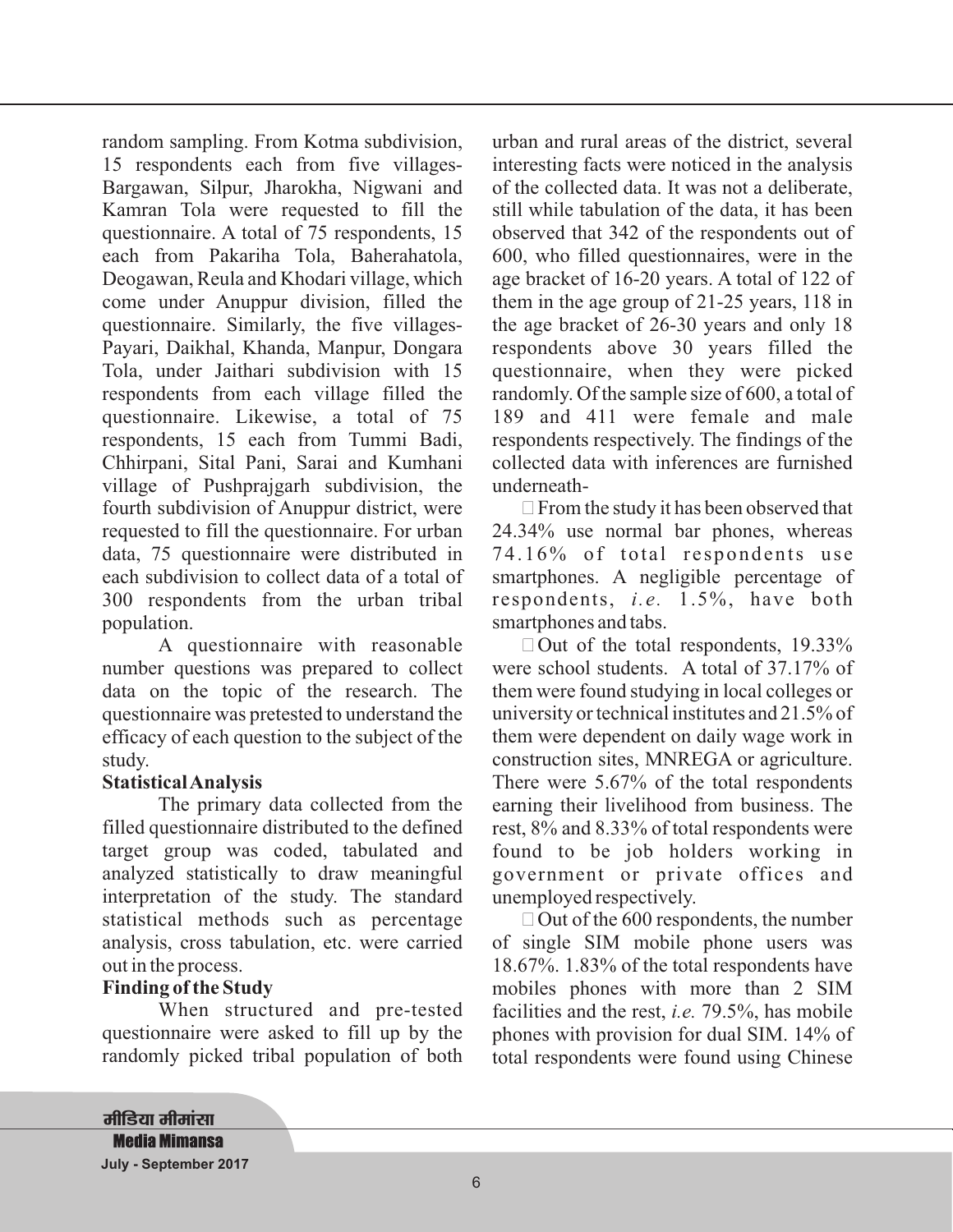random sampling. From Kotma subdivision, 15 respondents each from five villages- Bargawan, Silpur, Jharokha, Nigwani and Kamran Tola were requested to fill the questionnaire. A total of 75 respondents, 15 each from Pakariha Tola, Baherahatola, Deogawan, Reula and Khodari village, which come under Anuppur division, filled the questionnaire. Similarly, the five villages- Payari, Daikhal, Khanda, Manpur, Dongara Tola, under Jaithari subdivision with 15 respondents from each village filled the questionnaire. Likewise, a total of 75 respondents, 15 each from Tummi Badi, Chhirpani, Sital Pani, Sarai and Kumhani village of Pushprajgarh subdivision, the fourth subdivision of Anuppur district, were requested to fill the questionnaire. For urban data, 75 questionnaire were distributed in each subdivision to collect data of a total of 300 respondents from the urban tribal population.

A questionnaire with reasonable number questions was prepared to collect data on the topic of the research. The questionnaire was pretested to understand the efficacy of each question to the subject of the study.

**Statistical Analysis**

The primary data collected from the filled questionnaire distributed to the defined target group was coded, tabulated and analyzed statistically to draw meaningful interpretation of the study. The standard statistical methods such as percentage analysis, cross tabulation, etc. were carried out in the process.

**Finding of the Study**

When structured and pre-tested questionnaire were asked to fill up by the randomly picked tribal population of both urban and rural areas of the district, several interesting facts were noticed in the analysis of the collected data. It was not a deliberate, still while tabulation of the data, it has been observed that 342 of the respondents out of 600, who filled questionnaires, were in the age bracket of 16-20 years. A total of 122 of them in the age group of 21-25 years, 118 in the age bracket of 26-30 years and only 18 respondents above 30 years filled the questionnaire, when they were picked randomly. Of the sample size of 600, a total of 189 and 411 were female and male respondents respectively. The findings of the collected data with inferences are furnished underneath-

- From the study it has been observed that 24.34% use normal bar phones, whereas 74.16% of total respondents use smartphones. A negligible percentage of respondents, *i.e.* 1.5%, have both smartphones and tabs.
- Out of the total respondents, 19.33% were school students. A total of 37.17% of them were found studying in local colleges or university or technical institutes and 21.5% of them were dependent on daily wage work in construction sites, MNREGA or agriculture. There were 5.67% of the total respondents earning their livelihood from business. The rest, 8% and 8.33% of total respondents were found to be job holders working in government or private offices and unemployed respectively.
- Out of the 600 respondents, the number of single SIM mobile phone users was 18.67%. 1.83% of the total respondents have mobiles phones with more than 2 SIM facilities and the rest, *i.e.* 79.5%, has mobile phones with provision for dual SIM. 14% of total respondents were found using Chinese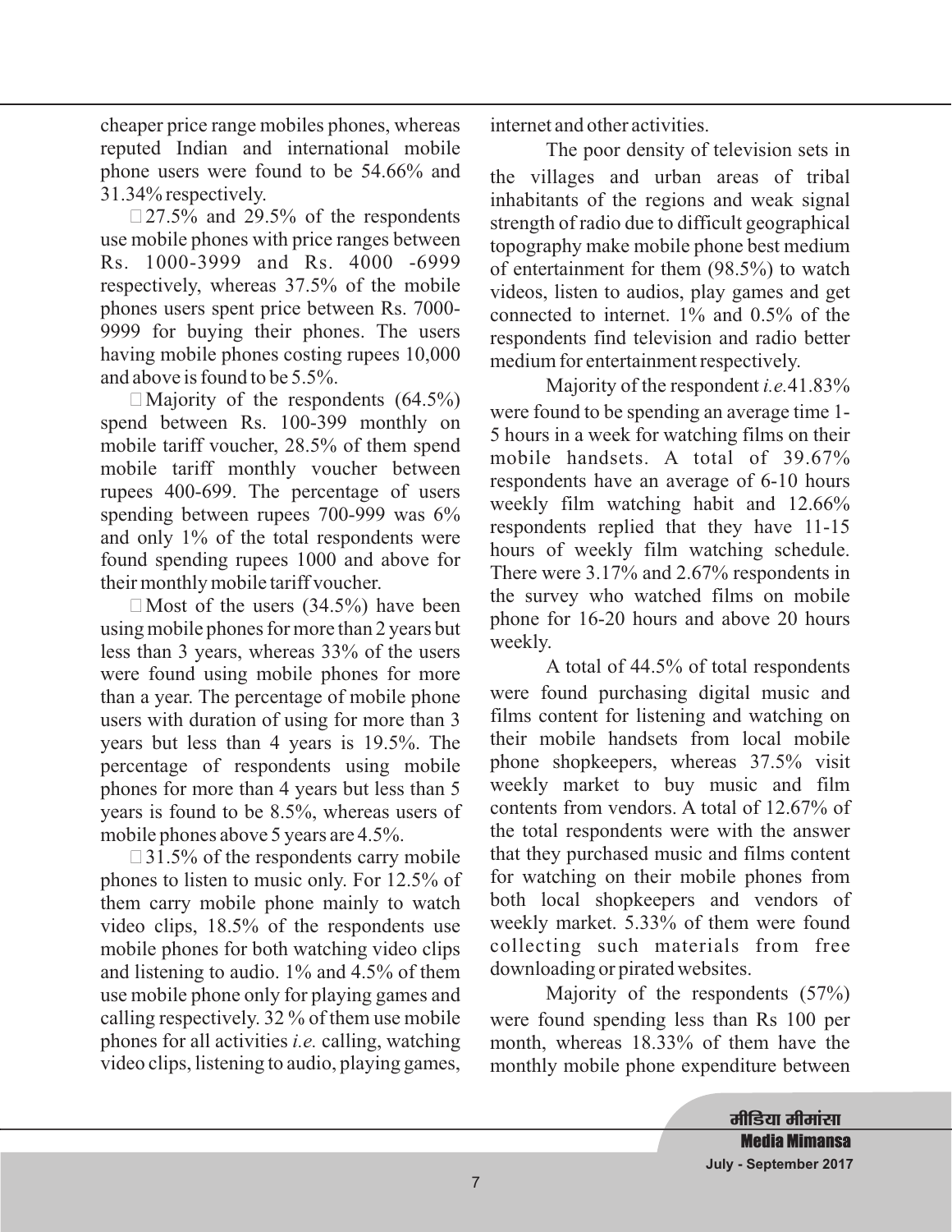cheaper price range mobiles phones, whereas reputed Indian and international mobile phone users were found to be 54.66% and 31.34% respectively.

- 27.5% and 29.5% of the respondents use mobile phones with price ranges between Rs. 1000-3999 and Rs. 4000 -6999 respectively, whereas 37.5% of the mobile phones users spent price between Rs. 7000-9999 for buying their phones. The users having mobile phones costing rupees 10,000 and above is found to be 5.5%.

- Majority of the respondents (64.5%) spend between Rs. 100-399 monthly on mobile tariff voucher, 28.5% of them spend mobile tariff monthly voucher between rupees 400-699. The percentage of users spending between rupees 700-999 was 6% and only 1% of the total respondents were found spending rupees 1000 and above for their monthly mobile tariff voucher.

- Most of the users (34.5%) have been using mobile phones for more than 2 years but less than 3 years, whereas 33% of the users were found using mobile phones for more than a year. The percentage of mobile phone users with duration of using for more than 3 years but less than 4 years is 19.5%. The percentage of respondents using mobile phones for more than 4 years but less than 5 years is found to be 8.5%, whereas users of mobile phones above 5 years are 4.5%.

- 31.5% of the respondents carry mobile phones to listen to music only. For 12.5% of them carry mobile phone mainly to watch video clips, 18.5% of the respondents use mobile phones for both watching video clips and listening to audio. 1% and 4.5% of them use mobile phone only for playing games and calling respectively. 32 % of them use mobile phones for all activities *i.e.* calling, watching video clips, listening to audio, playing games, internet and other activities.

The poor density of television sets in the villages and urban areas of tribal inhabitants of the regions and weak signal strength of radio due to difficult geographical topography make mobile phone best medium of entertainment for them (98.5%) to watch videos, listen to audios, play games and get connected to internet. 1% and 0.5% of the respondents find television and radio better medium for entertainment respectively.

Majority of the respondent *i.e.* 41.83% were found to be spending an average time 1-5 hours in a week for watching films on their mobile handsets. A total of 39.67% respondents have an average of 6-10 hours weekly film watching habit and 12.66% respondents replied that they have 11-15 hours of weekly film watching schedule. There were 3.17% and 2.67% respondents in the survey who watched films on mobile phone for 16-20 hours and above 20 hours weekly.

A total of 44.5% of total respondents were found purchasing digital music and films content for listening and watching on their mobile handsets from local mobile phone shopkeepers, whereas 37.5% visit weekly market to buy music and film contents from vendors. A total of 12.67% of the total respondents were with the answer that they purchased music and films content for watching on their mobile phones from both local shopkeepers and vendors of weekly market. 5.33% of them were found collecting such materials from free downloading or pirated websites.

Majority of the respondents (57%) were found spending less than Rs 100 per month, whereas 18.33% of them have the monthly mobile phone expenditure between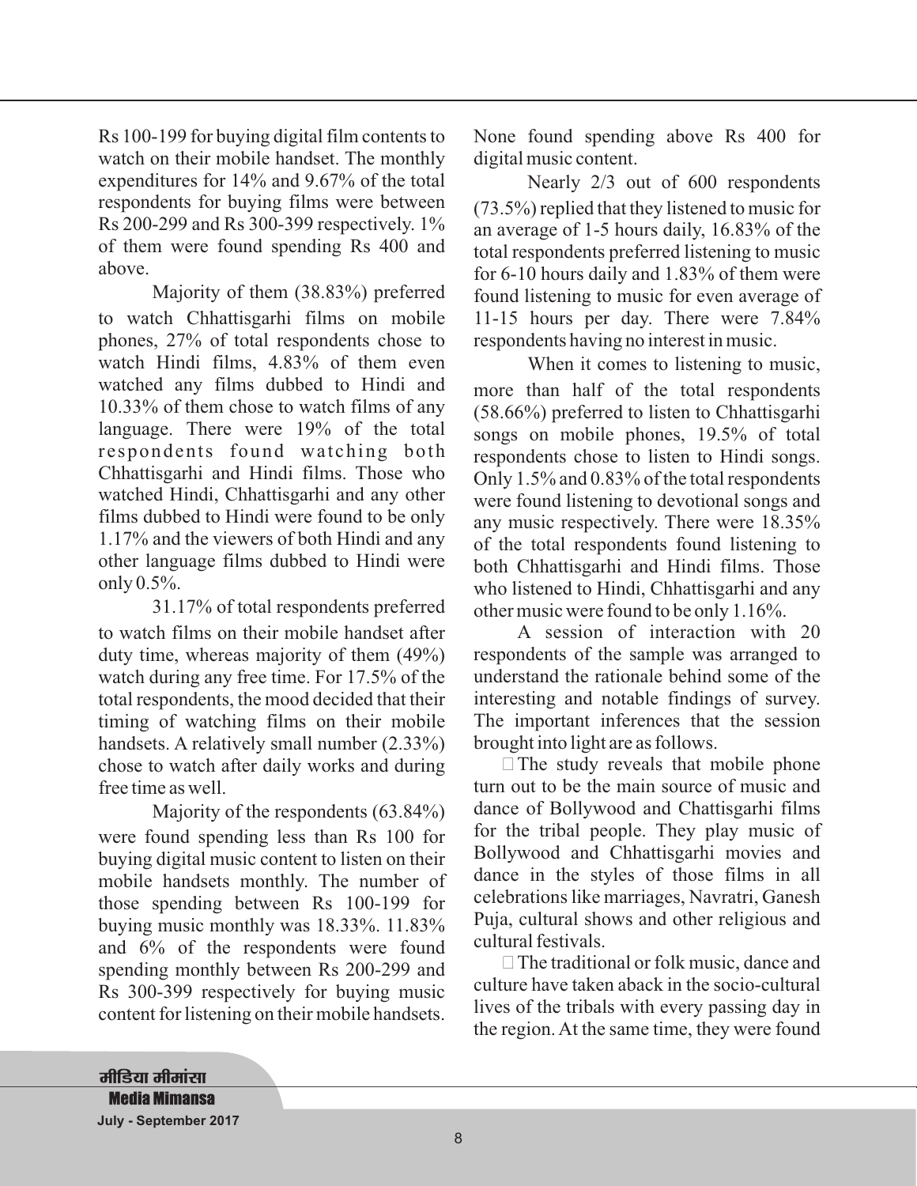Rs 100-199 for buying digital film contents to watch on their mobile handset. The monthly expenditures for 14% and 9.67% of the total respondents for buying films were between Rs 200-299 and Rs 300-399 respectively. 1% of them were found spending Rs 400 and above.

Majority of them (38.83%) preferred to watch Chhattisgarhi films on mobile phones, 27% of total respondents chose to watch Hindi films, 4.83% of them even watched any films dubbed to Hindi and 10.33% of them chose to watch films of any language. There were 19% of the total respondents found watching both Chhattisgarhi and Hindi films. Those who watched Hindi, Chhattisgarhi and any other films dubbed to Hindi were found to be only 1.17% and the viewers of both Hindi and any other language films dubbed to Hindi were only 0.5%.

31.17% of total respondents preferred to watch films on their mobile handset after duty time, whereas majority of them (49%) watch during any free time. For 17.5% of the total respondents, the mood decided that their timing of watching films on their mobile handsets. A relatively small number (2.33%) chose to watch after daily works and during free time as well.

Majority of the respondents (63.84%) were found spending less than Rs 100 for buying digital music content to listen on their mobile handsets monthly. The number of those spending between Rs 100-199 for buying music monthly was 18.33%. 11.83% and 6% of the respondents were found spending monthly between Rs 200-299 and Rs 300-399 respectively for buying music content for listening on their mobile handsets. None found spending above Rs 400 for digital music content.

Nearly 2/3 out of 600 respondents (73.5%) replied that they listened to music for an average of 1-5 hours daily, 16.83% of the total respondents preferred listening to music for 6-10 hours daily and 1.83% of them were found listening to music for even average of 11-15 hours per day. There were 7.84% respondents having no interest in music.

When it comes to listening to music, more than half of the total respondents (58.66%) preferred to listen to Chhattisgarhi songs on mobile phones, 19.5% of total respondents chose to listen to Hindi songs. Only 1.5% and 0.83% of the total respondents were found listening to devotional songs and any music respectively. There were 18.35% of the total respondents found listening to both Chhattisgarhi and Hindi films. Those who listened to Hindi, Chhattisgarhi and any other music were found to be only 1.16%.

A session of interaction with 20 respondents of the sample was arranged to understand the rationale behind some of the interesting and notable findings of survey. The important inferences that the session brought into light are as follows.

- The study reveals that mobile phone turn out to be the main source of music and dance of Bollywood and Chattisgarhi films for the tribal people. They play music of Bollywood and Chhattisgarhi movies and dance in the styles of those films in all celebrations like marriages, Navratri, Ganesh Puja, cultural shows and other religious and cultural festivals.
- The traditional or folk music, dance and culture have taken aback in the socio-cultural lives of the tribals with every passing day in the region. At the same time, they were found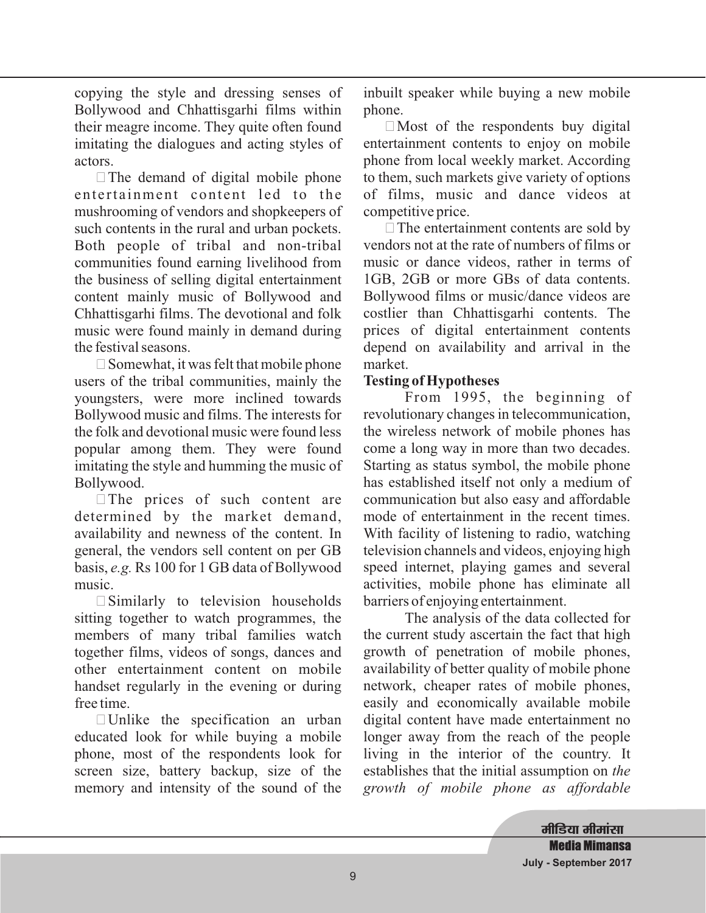copying the style and dressing senses of Bollywood and Chhattisgarhi films within their meagre income. They quite often found imitating the dialogues and acting styles of actors.

- The demand of digital mobile phone entertainment content led to the mushrooming of vendors and shopkeepers of such contents in the rural and urban pockets. Both people of tribal and non-tribal communities found earning livelihood from the business of selling digital entertainment content mainly music of Bollywood and Chhattisgarhi films. The devotional and folk music were found mainly in demand during the festival seasons.
- Somewhat, it was felt that mobile phone users of the tribal communities, mainly the youngsters, were more inclined towards Bollywood music and films. The interests for the folk and devotional music were found less popular among them. They were found imitating the style and humming the music of Bollywood.
- The prices of such content are determined by the market demand, availability and newness of the content. In general, the vendors sell content on per GB basis, *e.g.* Rs 100 for 1 GB data of Bollywood music.
- Similarly to television households sitting together to watch programmes, the members of many tribal families watch together films, videos of songs, dances and other entertainment content on mobile handset regularly in the evening or during free time.
- Unlike the specification an urban educated look for while buying a mobile phone, most of the respondents look for screen size, battery backup, size of the memory and intensity of the sound of the inbuilt speaker while buying a new mobile phone.
- Most of the respondents buy digital entertainment contents to enjoy on mobile phone from local weekly market. According to them, such markets give variety of options of films, music and dance videos at competitive price.
- The entertainment contents are sold by vendors not at the rate of numbers of films or music or dance videos, rather in terms of 1GB, 2GB or more GBs of data contents. Bollywood films or music/dance videos are costlier than Chhattisgarhi contents. The prices of digital entertainment contents depend on availability and arrival in the market.

**Testing of Hypotheses**

From 1995, the beginning of revolutionary changes in telecommunication, the wireless network of mobile phones has come a long way in more than two decades. Starting as status symbol, the mobile phone has established itself not only a medium of communication but also easy and affordable mode of entertainment in the recent times. With facility of listening to radio, watching television channels and videos, enjoying high speed internet, playing games and several activities, mobile phone has eliminate all barriers of enjoying entertainment.

The analysis of the data collected for the current study ascertain the fact that high growth of penetration of mobile phones, availability of better quality of mobile phone network, cheaper rates of mobile phones, easily and economically available mobile digital content have made entertainment no longer away from the reach of the people living in the interior of the country. It establishes that the initial assumption on *the growth of mobile phone as affordable*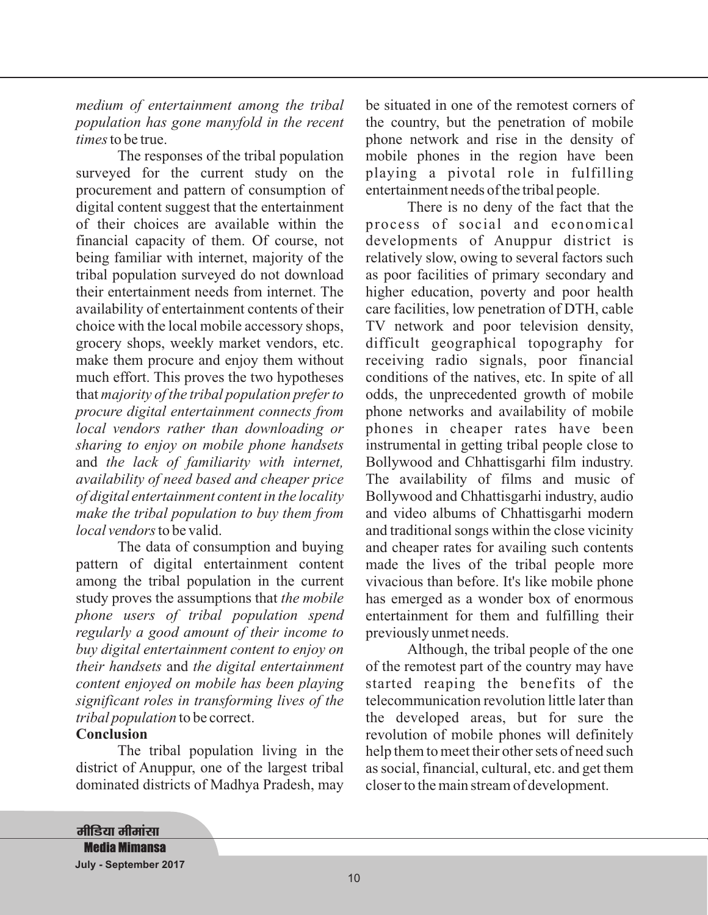*medium of entertainment among the tribal population has gone manyfold in the recent times* to be true.

The responses of the tribal population surveyed for the current study on the procurement and pattern of consumption of digital content suggest that the entertainment of their choices are available within the financial capacity of them. Of course, not being familiar with internet, majority of the tribal population surveyed do not download their entertainment needs from internet. The availability of entertainment contents of their choice with the local mobile accessory shops, grocery shops, weekly market vendors, etc. make them procure and enjoy them without much effort. This proves the two hypotheses that *majority of the tribal population prefer to procure digital entertainment connects from local vendors rather than downloading or sharing to enjoy on mobile phone handsets* and *the lack of familiarity with internet, availability of need based and cheaper price of digital entertainment content in the locality make the tribal population to buy them from local vendors* to be valid.

The data of consumption and buying pattern of digital entertainment content among the tribal population in the current study proves the assumptions that *the mobile phone users of tribal population spend regularly a good amount of their income to buy digital entertainment content to enjoy on their handsets* and *the digital entertainment content enjoyed on mobile has been playing significant roles in transforming lives of the tribal population* to be correct.

**Conclusion**

The tribal population living in the district of Anuppur, one of the largest tribal dominated districts of Madhya Pradesh, may be situated in one of the remotest corners of the country, but the penetration of mobile phone network and rise in the density of mobile phones in the region have been playing a pivotal role in fulfilling entertainment needs of the tribal people.

There is no deny of the fact that the process of social and economical developments of Anuppur district is relatively slow, owing to several factors such as poor facilities of primary secondary and higher education, poverty and poor health care facilities, low penetration of DTH, cable TV network and poor television density, difficult geographical topography for receiving radio signals, poor financial conditions of the natives, etc. In spite of all odds, the unprecedented growth of mobile phone networks and availability of mobile phones in cheaper rates have been instrumental in getting tribal people close to Bollywood and Chhattisgarhi film industry. The availability of films and music of Bollywood and Chhattisgarhi industry, audio and video albums of Chhattisgarhi modern and traditional songs within the close vicinity and cheaper rates for availing such contents made the lives of the tribal people more vivacious than before. It's like mobile phone has emerged as a wonder box of enormous entertainment for them and fulfilling their previously unmet needs.

Although, the tribal people of the one of the remotest part of the country may have started reaping the benefits of the telecommunication revolution little later than the developed areas, but for sure the revolution of mobile phones will definitely help them to meet their other sets of need such as social, financial, cultural, etc. and get them closer to the main stream of development.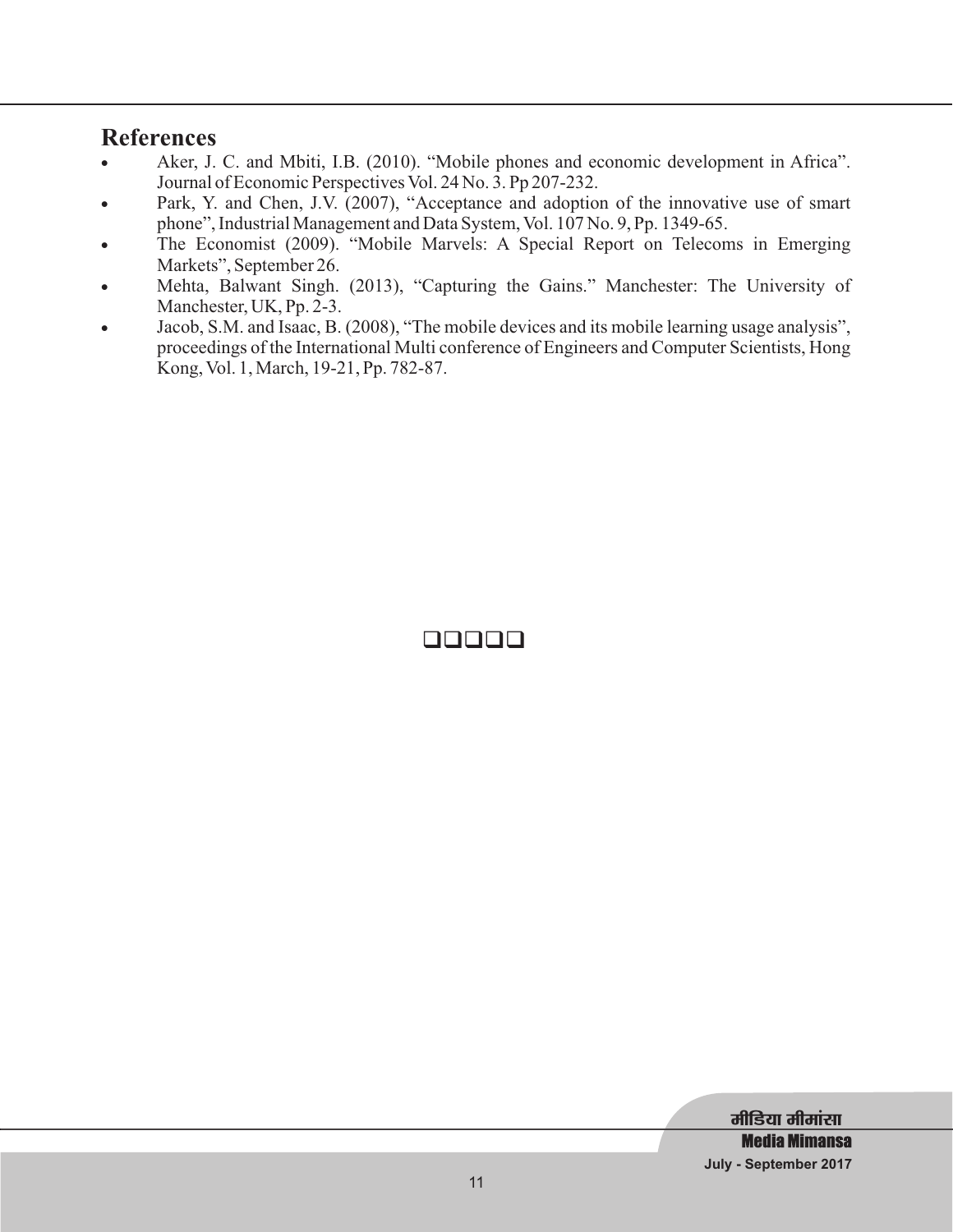## References

- Aker, J. C. and Mbiti, I.B. (2010). "Mobile phones and economic development in Africa". Journal of Economic Perspectives Vol. 24 No. 3. Pp 207-232.
- Park, Y. and Chen, J.V. (2007), "Acceptance and adoption of the innovative use of smart phone", Industrial Management and Data System, Vol. 107 No. 9, Pp. 1349-65.
- The Economist (2009). "Mobile Marvels: A Special Report on Telecoms in Emerging Markets", September 26.
- Mehta, Balwant Singh. (2013), "Capturing the Gains." Manchester: The University of Manchester, UK, Pp. 2-3.
- Jacob, S.M. and Isaac, B. (2008), "The mobile devices and its mobile learning usage analysis", proceedings of the International Multi conference of Engineers and Computer Scientists, Hong Kong, Vol. 1, March, 19-21, Pp. 782-87.

❑❑❑❑❑